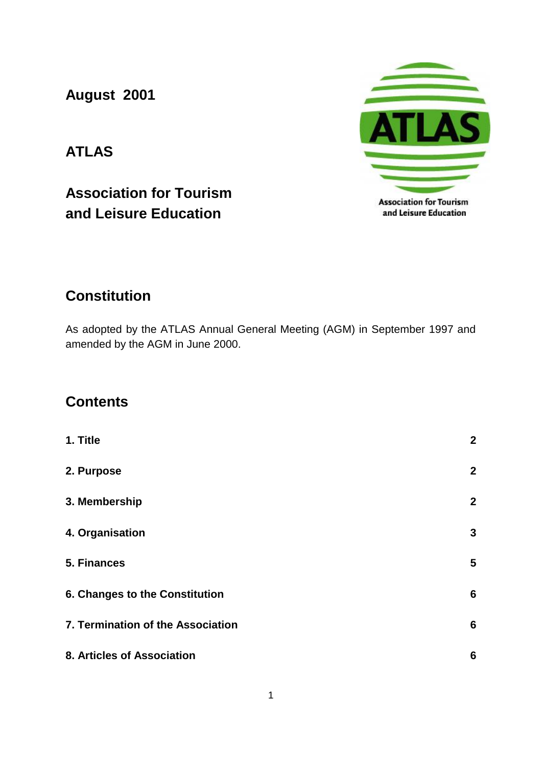**August 2001**

# ATLAS

## Association for Tourism and Leisure Education

## Constitution

As adopted by the ATLAS Annual General Meeting (AGM) in September 1997 and amended by the AGM in June 2000.

## Contents

| | |
|---|---|
| **1. Title** | **2** |
| **2. Purpose** | **2** |
| **3. Membership** | **2** |
| **4. Organisation** | **3** |
| **5. Finances** | **5** |
| **6. Changes to the Constitution** | **6** |
| **7. Termination of the Association** | **6** |
| **8. Articles of Association** | **6** |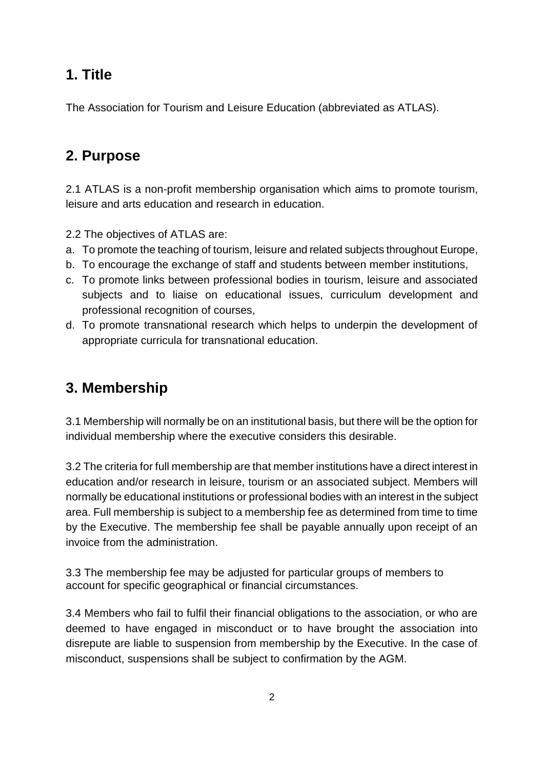## 1. Title

The Association for Tourism and Leisure Education (abbreviated as ATLAS).

## 2. Purpose

2.1 ATLAS is a non-profit membership organisation which aims to promote tourism, leisure and arts education and research in education.

2.2 The objectives of ATLAS are:

a. To promote the teaching of tourism, leisure and related subjects throughout Europe,
b. To encourage the exchange of staff and students between member institutions,
c. To promote links between professional bodies in tourism, leisure and associated subjects and to liaise on educational issues, curriculum development and professional recognition of courses,
d. To promote transnational research which helps to underpin the development of appropriate curricula for transnational education.

## 3. Membership

3.1 Membership will normally be on an institutional basis, but there will be the option for individual membership where the executive considers this desirable.

3.2 The criteria for full membership are that member institutions have a direct interest in education and/or research in leisure, tourism or an associated subject. Members will normally be educational institutions or professional bodies with an interest in the subject area. Full membership is subject to a membership fee as determined from time to time by the Executive. The membership fee shall be payable annually upon receipt of an invoice from the administration.

3.3 The membership fee may be adjusted for particular groups of members to account for specific geographical or financial circumstances.

3.4 Members who fail to fulfil their financial obligations to the association, or who are deemed to have engaged in misconduct or to have brought the association into disrepute are liable to suspension from membership by the Executive. In the case of misconduct, suspensions shall be subject to confirmation by the AGM.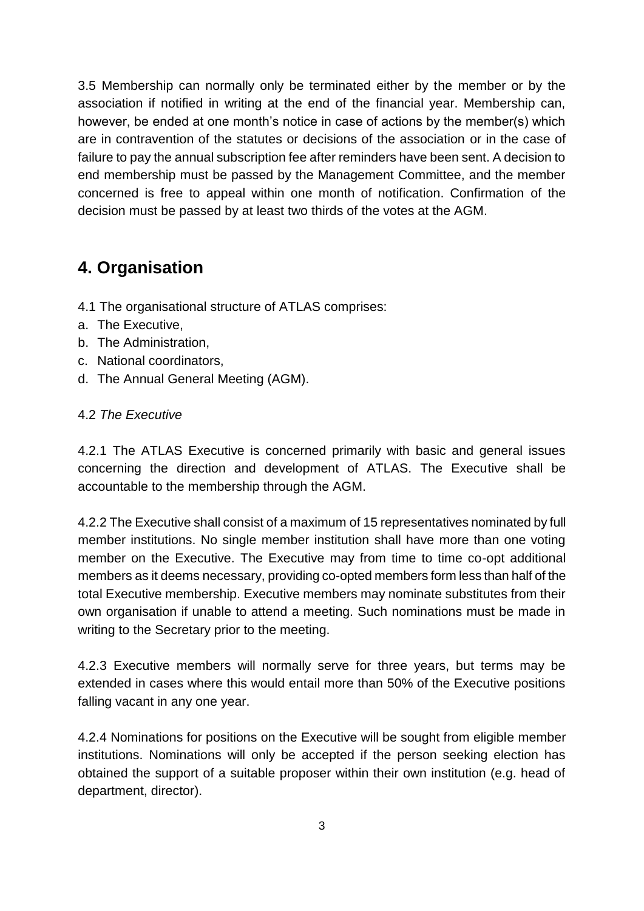3.5 Membership can normally only be terminated either by the member or by the association if notified in writing at the end of the financial year. Membership can, however, be ended at one month's notice in case of actions by the member(s) which are in contravention of the statutes or decisions of the association or in the case of failure to pay the annual subscription fee after reminders have been sent. A decision to end membership must be passed by the Management Committee, and the member concerned is free to appeal within one month of notification. Confirmation of the decision must be passed by at least two thirds of the votes at the AGM.

## 4. Organisation

4.1 The organisational structure of ATLAS comprises:

a. The Executive,
b. The Administration,
c. National coordinators,
d. The Annual General Meeting (AGM).

4.2 *The Executive*

4.2.1 The ATLAS Executive is concerned primarily with basic and general issues concerning the direction and development of ATLAS. The Executive shall be accountable to the membership through the AGM.

4.2.2 The Executive shall consist of a maximum of 15 representatives nominated by full member institutions. No single member institution shall have more than one voting member on the Executive. The Executive may from time to time co-opt additional members as it deems necessary, providing co-opted members form less than half of the total Executive membership. Executive members may nominate substitutes from their own organisation if unable to attend a meeting. Such nominations must be made in writing to the Secretary prior to the meeting.

4.2.3 Executive members will normally serve for three years, but terms may be extended in cases where this would entail more than 50% of the Executive positions falling vacant in any one year.

4.2.4 Nominations for positions on the Executive will be sought from eligible member institutions. Nominations will only be accepted if the person seeking election has obtained the support of a suitable proposer within their own institution (e.g. head of department, director).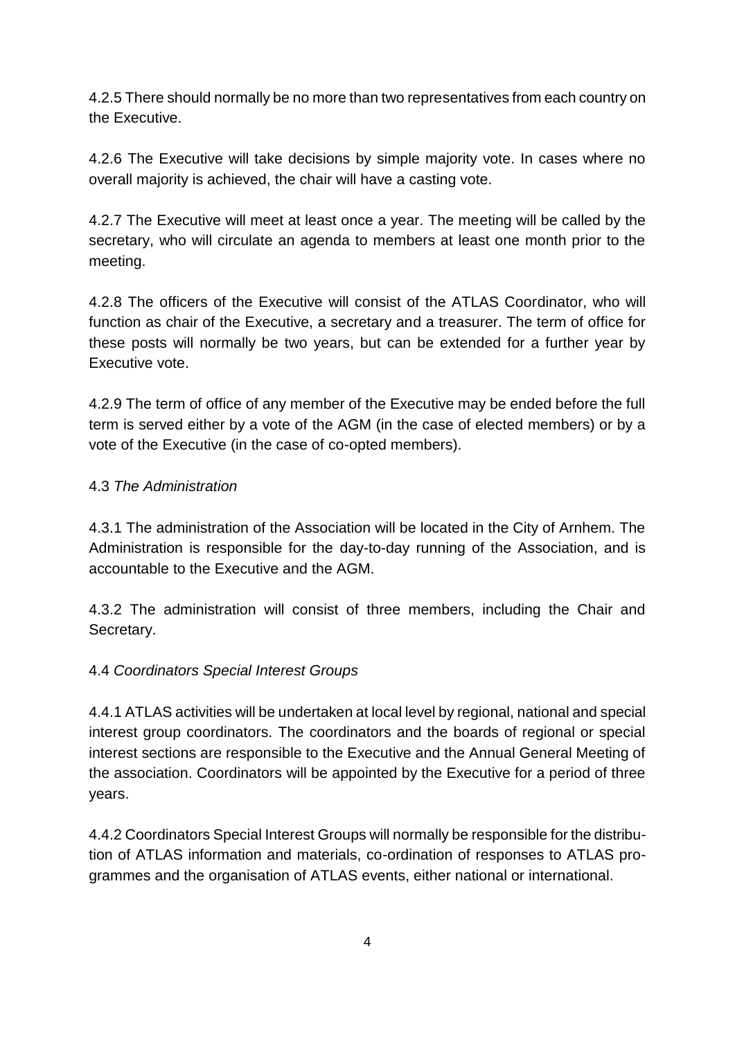4.2.5 There should normally be no more than two representatives from each country on the Executive.

4.2.6 The Executive will take decisions by simple majority vote. In cases where no overall majority is achieved, the chair will have a casting vote.

4.2.7 The Executive will meet at least once a year. The meeting will be called by the secretary, who will circulate an agenda to members at least one month prior to the meeting.

4.2.8 The officers of the Executive will consist of the ATLAS Coordinator, who will function as chair of the Executive, a secretary and a treasurer. The term of office for these posts will normally be two years, but can be extended for a further year by Executive vote.

4.2.9 The term of office of any member of the Executive may be ended before the full term is served either by a vote of the AGM (in the case of elected members) or by a vote of the Executive (in the case of co-opted members).

4.3 *The Administration*

4.3.1 The administration of the Association will be located in the City of Arnhem. The Administration is responsible for the day-to-day running of the Association, and is accountable to the Executive and the AGM.

4.3.2 The administration will consist of three members, including the Chair and Secretary.

4.4 *Coordinators Special Interest Groups*

4.4.1 ATLAS activities will be undertaken at local level by regional, national and special interest group coordinators. The coordinators and the boards of regional or special interest sections are responsible to the Executive and the Annual General Meeting of the association. Coordinators will be appointed by the Executive for a period of three years.

4.4.2 Coordinators Special Interest Groups will normally be responsible for the distribution of ATLAS information and materials, co-ordination of responses to ATLAS programmes and the organisation of ATLAS events, either national or international.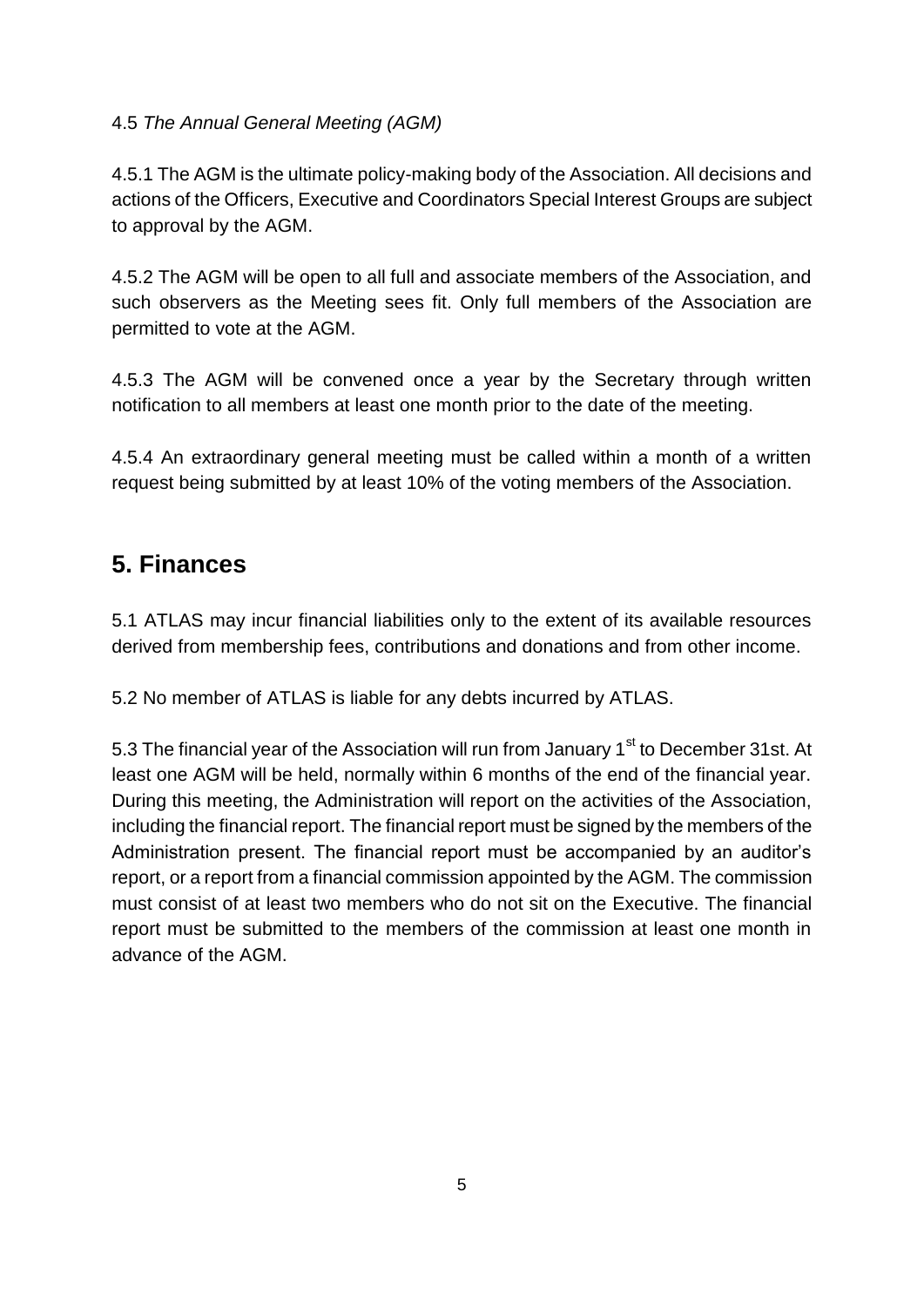4.5 *The Annual General Meeting (AGM)*

4.5.1 The AGM is the ultimate policy-making body of the Association. All decisions and actions of the Officers, Executive and Coordinators Special Interest Groups are subject to approval by the AGM.

4.5.2 The AGM will be open to all full and associate members of the Association, and such observers as the Meeting sees fit. Only full members of the Association are permitted to vote at the AGM.

4.5.3 The AGM will be convened once a year by the Secretary through written notification to all members at least one month prior to the date of the meeting.

4.5.4 An extraordinary general meeting must be called within a month of a written request being submitted by at least 10% of the voting members of the Association.

## 5. Finances

5.1 ATLAS may incur financial liabilities only to the extent of its available resources derived from membership fees, contributions and donations and from other income.

5.2 No member of ATLAS is liable for any debts incurred by ATLAS.

5.3 The financial year of the Association will run from January 1st to December 31st. At least one AGM will be held, normally within 6 months of the end of the financial year. During this meeting, the Administration will report on the activities of the Association, including the financial report. The financial report must be signed by the members of the Administration present. The financial report must be accompanied by an auditor's report, or a report from a financial commission appointed by the AGM. The commission must consist of at least two members who do not sit on the Executive. The financial report must be submitted to the members of the commission at least one month in advance of the AGM.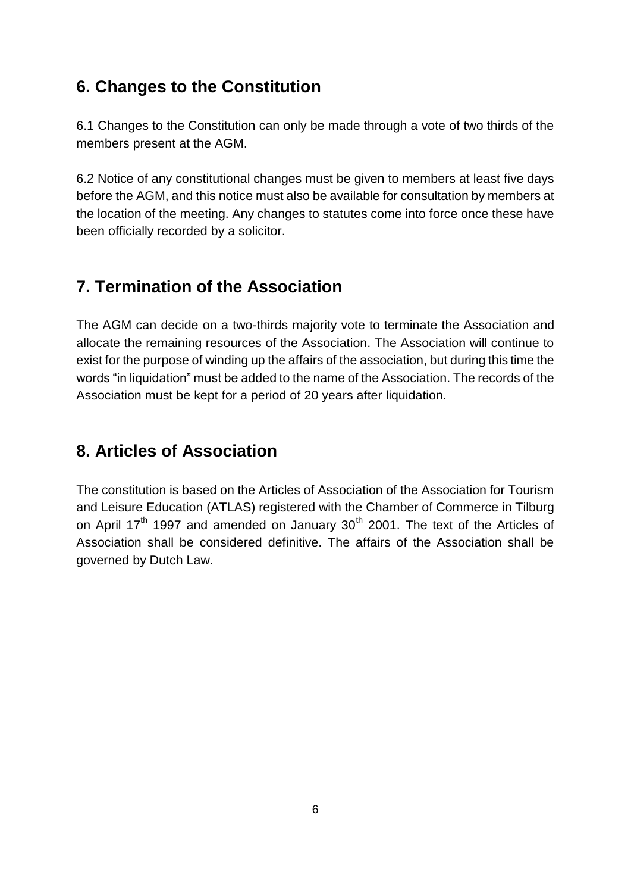## 6. Changes to the Constitution

6.1 Changes to the Constitution can only be made through a vote of two thirds of the members present at the AGM.

6.2 Notice of any constitutional changes must be given to members at least five days before the AGM, and this notice must also be available for consultation by members at the location of the meeting. Any changes to statutes come into force once these have been officially recorded by a solicitor.

## 7. Termination of the Association

The AGM can decide on a two-thirds majority vote to terminate the Association and allocate the remaining resources of the Association. The Association will continue to exist for the purpose of winding up the affairs of the association, but during this time the words "in liquidation" must be added to the name of the Association. The records of the Association must be kept for a period of 20 years after liquidation.

## 8. Articles of Association

The constitution is based on the Articles of Association of the Association for Tourism and Leisure Education (ATLAS) registered with the Chamber of Commerce in Tilburg on April 17th 1997 and amended on January 30th 2001. The text of the Articles of Association shall be considered definitive. The affairs of the Association shall be governed by Dutch Law.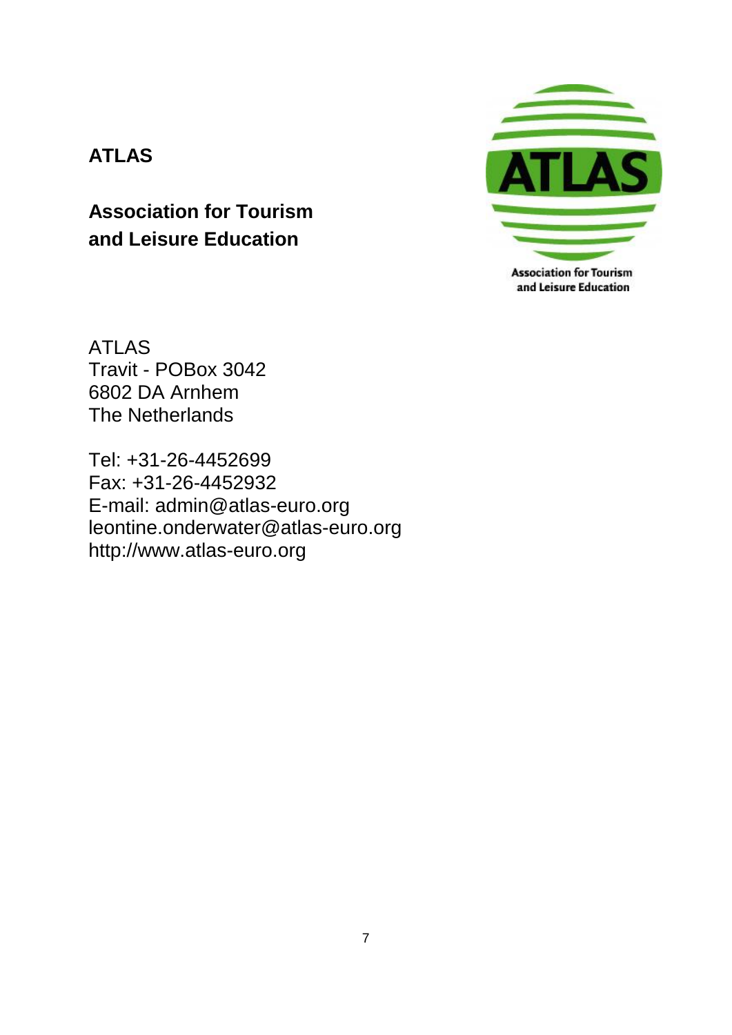**ATLAS**

**Association for Tourism and Leisure Education**

ATLAS
Travit - POBox 3042
6802 DA Arnhem
The Netherlands

Tel: +31-26-4452699
Fax: +31-26-4452932
E-mail: admin@atlas-euro.org
leontine.onderwater@atlas-euro.org
http://www.atlas-euro.org